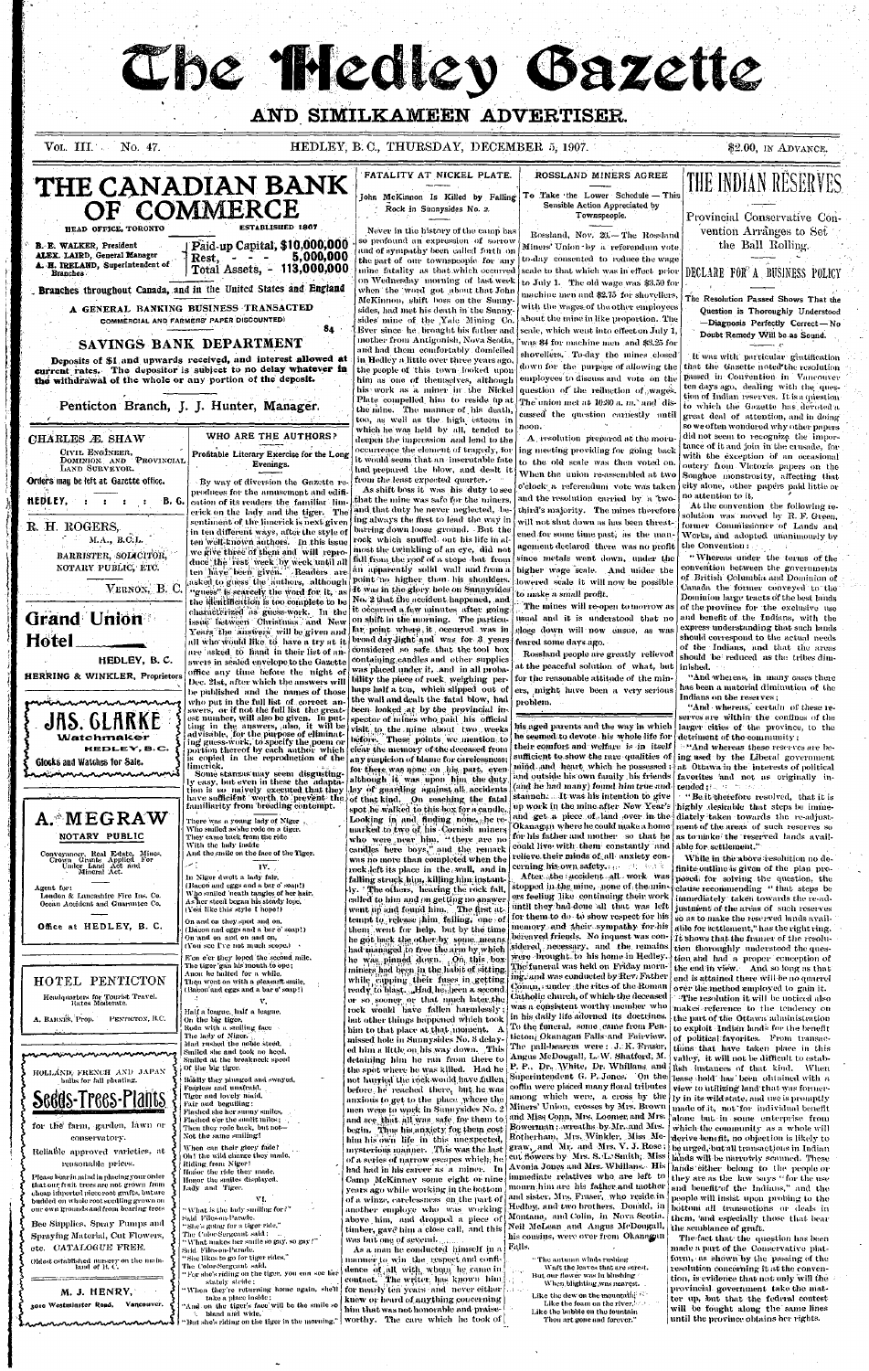# The Hedley Gazette

## AND SIMILKAMEEN ADVERTISER.

VOL. III. No. 47. HEDLEY, B. C., THURSDAY, DECEMBER 5, 1907. $2.00, IN ADVANCE.

# THE CANADIAN BANK OF COMMERCE

HEAD OFFICE, TORONTO ESTABLISHED 1867

B. E. WALKER, President
ALEX. LAIRD, General Manager
A. H. IRELAND, Superintendent of Branches

Paid-up Capital, $10,000,000
Rest, - - - 5,000,000
Total Assets, - 113,000,000

Branches throughout Canada, and in the United States and England

A GENERAL BANKING BUSINESS TRANSACTED
COMMERCIAL AND FARMERS' PAPER DISCOUNTED

## SAVINGS BANK DEPARTMENT

Deposits of $1 and upwards received, and interest allowed at current rates. The depositor is subject to no delay whatever in the withdrawal of the whole or any portion of the deposit.

Penticton Branch, J. J. Hunter, Manager.

---

**CHARLES Æ. SHAW**
CIVIL ENGINEER,
DOMINION AND PROVINCIAL LAND SURVEYOR.
Orders may be left at Gazette office.
HEDLEY, B. C.

**R. H. ROGERS,**
M.A., B.C.L.
BARRISTER, SOLICITOR, NOTARY PUBLIC, ETC.
VERNON, B. C.

**Grand Union Hotel**
HEDLEY, B. C.
HERRING & WINKLER, Proprietors

**JAS. CLARKE**
Watchmaker
HEDLEY, B.C.
Clocks and Watches for Sale.

**A. MEGRAW**
NOTARY PUBLIC
Conveyancer, Real Estate, Mines, Crown Grants Applied For Under Land Act and Mineral Act.
Agent for:
London & Lancashire Fire Ins. Co.
Ocean Accident and Guarantee Co.
Office at HEDLEY, B. C.

**HOTEL PENTICTON**
Headquarters for Tourist Travel. Rates Moderate.
A. BARNES, Prop. PENTICTON, B.C.

HOLLAND, FRENCH AND JAPAN bulbs for fall planting.

**Seeds-Trees-Plants**

for the farm, garden, lawn or conservatory.

Reliable approved varieties, at reasonable prices.

Please bear in mind in placing your order that our fruit trees are not grown from cheap imported piecc-root grafts, but are budded on whole root seedling grown on our own grounds and from bearing trees

Bee Supplies, Spray Pumps and Spraying Material, Cut Flowers, etc. CATALOGUE FREE.

Oldest established nursery on the mainland of B. C.

**M. J. HENRY,**
3010 Westminster Road, Vancouver.

---

## WHO ARE THE AUTHORS?

### Profitable Literary Exercise for the Long Evenings.

By way of diversion the Gazette reproduces for the amusement and edification of its readers the familiar limerick on the lady and the tiger. The sentiment of the limerick is next given in ten different ways, after the style of ten well-known authors. In this issue we give three of them and will reproduce the rest week by week until all ten have been given. Readers are asked to guess the authors, although "guess" is scarcely the word for it, as the identification is too complete to be characterized as guess-work. In the issue between Christmas and New Years the answers will be given and all who would like to have a try at it are asked to hand in their list of answers in sealed envelope to the Gazette office any time before the night of Dec. 21st, after which the answers will be published and the names of those who put in the full list of correct answers, or if not the full list the greatest number, will also be given. In putting in the answers, also, it will be advisable, for the purpose of eliminating guess-work, to specify the poem or portion thereof by each author which is copied in the reproduction of the limerick.

Some stanzas may seem disgustingly easy, but even in these the adaptation is so naively executed that they have sufficient worth to prevent the familiarity from breeding contempt.

There was a young lady of Niger
Who smiled as she rode on a tiger.
They came back from the ride
With the lady inside
And the smile on the face of the Tiger.

IV.

In Niger dwelt a lady fair,
(Bacon and eggs and a bar o' soap!)
Who smiled 'neath tangles of her hair,
As her steed began his steady lope,
(You like this style I hope!)

On and on they sped and on,
(Bacon and eggs and a bar o' soap!)
On and on and on and on,
(You see I've not much scope.)

E'en e'er they loped the second mile,
The tiger 'gan his mouth to ope;
Anon he halted for a while,
Then went on with a pleasant smile,
(Bacon and eggs and a bar o' soap!)

V.

Half a league, half a league,
On the big tiger,
Rode with a smiling face
The lady of Niger.
Mad rushed the noble steed,
Smiled she and took no heed,
Smiled at the breakneck speed
Of the big tiger.

Boldly they plunged and swayed,
Fearless and unafraid,
Tiger and lovely maid,
Fair and beguiling;
Flashed she her sunny smiles,
Flashed o'er the smile tiles;
Then they rode back, but not—
Not the same smiling!

When can their glory fade?
Oh! the wild chance they made,
Riding from Niger!
Honor the ride they made,
Honor the smiles displayed,
Lady and Tiger.

VI.

"What is the lady smiling for?"
Said Files-on-Parade.
"She's going for a tiger ride,"
The Color-Sergeant said;
"What makes her smile so gay, so gay?"
Said Files-on-Parade.
"She likes to go for tiger rides,"
The Color-Sergeant said,
"For she's riding on the tiger, you can see her stately stride;
When they're returning home again, she'll take a place inside;
And on the tiger's face will be the smile so bland and wide,
But she's riding on the tiger in the morning."

---

## FATALITY AT NICKEL PLATE.

### John McKinnon Is Killed by Falling Rock in Sunnysides No. 2.

Never in the history of the camp has so profound an expression of sorrow and of sympathy been called forth on the part of our townspeople for any mine fatality as that which occurred on Wednesday morning of last week when the word got about that John McKinnon, shift boss on the Sunnysides, and met his death in the Sunnysides mine of the Yale Mining Co. Ever since he brought his father and mother from Antigonish, Nova Scotia, and had them comfortably domiciled in Hedley a little over three years ago, the people of this town looked upon him as one of themselves, although his work as a miner in the Nickel Plate compelled him to reside up at the mine. The manner of his death, too, as well as the high esteem in which he was held by all, tended to deepen the impression and lend to the occurrence the element of tragedy, for it would seem that an inscrutable fate had prepared the blow, and dealt it from the least expected quarter.

As shift boss it was his duty to see that the mine was safe for the miners, and that duty he never neglected, being always the first to lead the way in barring down loose ground. But the rock which snuffed out his life in almost the twinkling of an eye, did not fall from the roof of a stope but from an apparently solid wall and from a point no higher than his shoulders. It was in the glory hole on Sunnysides No. 2 that the accident happened, and it occurred a few minutes after going on shift in the morning. The particular point where it occurred was in broad day-light and was for 3 years considered so safe that the tool box containing candles and other supplies was placed under it, and in all probability the piece of rock weighing perhaps half a ton, which slipped out of the wall and dealt the fatal blow, had been looked at by the provincial inspector of mines who paid his official visit to the mine about two weeks before. These points we mention to clear the memory of the deceased from any suspicion of blame for carelessness; for there was none on his part, even although it was upon him the duty lay of guarding against all accidents of that kind. On reaching the fatal spot he walked to this box for a candle. Looking in and finding none, he remarked to two of his Cornish miners who were near him, "there are no candles here boys," and the remark was no more than completed when the rock left its place in the wall, and in falling struck him, killing him instantly. The others, hearing the rock fall, called to him and on getting no answer went up and found him. The first attempt to release him failing, one of them went for help, but by the time he got back the other by some means had managed to free the arm by which he was pinned down. On this box miners had been in the habit of sitting while rapping their fuses in getting ready to blast. Had he been a second or so sooner or that much later the rock would have fallen harmlessly; but other things happened which took him to that place at that moment. A missed hole in Sunnysides No. 8 delayed him a little on his way down. This detaining him he ran from there to the spot where he was killed. Had he not hurried the rock would have fallen before he reached there, but he was anxious to get to the place where the men were to work in Sunnysides No. 2 and see that all was safe for them to begin. Thus his anxiety for them cost him his own life in this unexpected, mysterious manner. This was the last of a series of narrow escapes which he had had in his career as a miner. In Camp McKinney some eight or nine years ago while working in the bottom of a winze, carelessness on the part of another employe who was working above him, and dropped a piece of timber, gave him a close call, and this was but one of several.

As a man he conducted himself in a manner to win the respect and confidence of all with whom he came in contact. The writer has known him for nearly ten years and never either knew or heard of anything concerning him that was not honorable and praiseworthy. The care which he took of his aged parents and the way in which he seemed to devote his whole life for their comfort and welfare is in itself sufficient to show the rare qualities of mind and heart which he possessed; and outside his own family his friends (and he had many) found him true and staunch. It was his intention to give up work in the mine after New Year's and get a piece of land over in the Okanagan where he could make a home for his father and mother so that he could live with them constantly and relieve their minds of all anxiety concerning his own safety.

After the accident all work was stopped in the mine, none of the miners feeling like continuing their work until they had done all that was left for them to do to show respect for his memory and their sympathy for his bereaved friends. No inquest was considered necessary, and the remains were brought to his home in Hedley. The funeral was held on Friday morning, and was conducted by Rev. Father Conan, under the rites of the Roman Catholic church, of which the deceased was a consistent worthy member who in his daily life adorned its doctrines. To the funeral, some came from Penticton, Okanagan Falls and Fairview. The pall-bearers were: J. K. Fraser, Angus McDougall, L. W. Shatford, M. P. P., Dr. White, Dr. Whillans, and Superintendent G. P. Jones. On the coffin were placed many floral tributes among which were, a cross by the Miners' Union, crosses by Mrs. Brown and Miss Conn, Mrs. Loomer, and Mrs. Bowerman; wreaths by Mr. and Mrs. Rotherham, Mrs. Winkler, Miss McGraw, and Mr. and Mrs. V. J. Rose; cut flowers by Mrs. S. L. Smith, Miss Avonia Jones and Mrs. Whillans. His immediate relatives who are left to mourn him are his father and mother and sister, Mrs. Fraser, who reside in Hedley, and two brothers, Donald, in Montana, and Colin, in Nova Scotia. Neil McLean and Angus McDougall, his cousins, were over from Okanagan Falls.

"The autumn winds rushing
Waft the leaves that are sered,
But our flower was in blushing
When blighting was neared.
Like the dew on the mountain,
Like the foam on the river,
Like the bubble on the fountain
Thou art gone and forever."

---

## ROSSLAND MINERS AGREE

### To Take the Lower Schedule—This Sensible Action Appreciated by Townspeople.

Rossland, Nov. 26.—The Rossland Miners' Union by a referendum vote to-day consented to reduce the wage scale to that which was in effect prior to July 1. The old wage was $3.50 for machine men and $2.75 for shovellers, with the wages of the other employees about the mine in like proportion. The scale, which went into effect on July 1, was $4 for machine men and $3.25 for shovellers. To-day the mines closed down for the purpose of allowing the employees to discuss and vote on the question of the reduction of wages. The union met at 10:30 a. m. and discussed the question earnestly until noon.

A resolution prepared at the morning meeting providing for going back to the old scale was then voted on. When the union reassembled at two o'clock a referendum vote was taken and the resolution carried by a two-third's majority. The mines therefore will not shut down as has been threatened for some time past, as the management declared there was no profit since metals went down, under the higher wage scale. And under the lowered scale it will now be possible to make a small profit.

The mines will re-open to-morrow as usual and it is understood that no close down will now ensue, as was feared some days ago.

Rossland people are greatly relieved at the peaceful solution of what, but for the reasonable attitude of the miners, might have been a very serious problem.

---

# THE INDIAN RESERVES

### Provincial Conservative Convention Arranges to Set the Ball Rolling.

## DECLARE FOR A BUSINESS POLICY

### The Resolution Passed Shows That the Question is Thoroughly Understood—Diagnosis Perfectly Correct—No Doubt Remedy Will be as Sound.

It was with particular gratification that the Gazette noted the resolution passed in Convention in Vancouver ten days ago, dealing with the question of Indian reserves. It is a question to which the Gazette has devoted a great deal of attention, and in doing so we often wondered why other papers did not seem to recognize the importance of it and join in the crusade, for with the exception of an occasional outcry from Victoria papers on the Songhee monstrosity, affecting that city alone, other papers paid little or no attention to it.

At the convention the following resolution was moved by R. F. Green, former Commissioner of Lands and Works, and adopted unanimously by the Convention:

"Whereas under the terms of the convention between the governments of British Columbia and Dominion of Canada the former conveyed to the Dominion large tracts of the best lands of the province for the exclusive use and benefit of the Indians, with the express understanding that such lands should correspond to the actual needs of the Indians, and that the areas should be reduced as the tribes diminished.

"And whereas, in many cases there has been a material diminution of the Indians on the reserves;

"And whereas, certain of these reserves are within the confines of the larger cities of the province, to the detriment of the community;

"And whereas these reserves are being used by the Liberal government at Ottawa in the interests of political favorites and not as originally intended;

"Be it therefore resolved, that it is highly desirable that steps be immediately taken towards the re-adjustment of the areas of such reserves so as to make the reserved lands available for settlement."

While in the above resolution no definite outline is given of the plan proposed for solving the question, the clause recommending "that steps be immediately taken towards the readjustment of the areas of such reserves so as to make the reserved lands available for settlement," has the right ring. It shows that the framer of the resolution thoroughly understood the question and had a proper conception of the end in view. And so long as that end is attained there will be no quarrel over the method employed to gain it.

The resolution it will be noticed also makes reference to the tendency on the part of the Ottawa administration to exploit Indian lands for the benefit of political favorites. From transactions that have taken place in this valley, it will not be difficult to establish instances of that kind. When lease hold has been obtained with a view to utilizing land that was formerly in its wild state, and use is promptly made of it, not for individual benefit alone but in some enterprise from which the community as a whole will derive benefit, no objection is likely to be urged, but all transactions in Indian lands will be narrowly scanned. These lands either belong to the people or they are as the law says "for the use and benefit of the Indians," and the people will insist upon probing to the bottom all transactions or deals in them, and especially those that bear the semblance of graft.

The fact that the question has been made a part of the Conservative platform, as shown by the passing of the resolution concerning it at the convention, is evidence that not only will the provincial government take the matter up, but that the federal contest will be fought along the same lines until the province obtains her rights.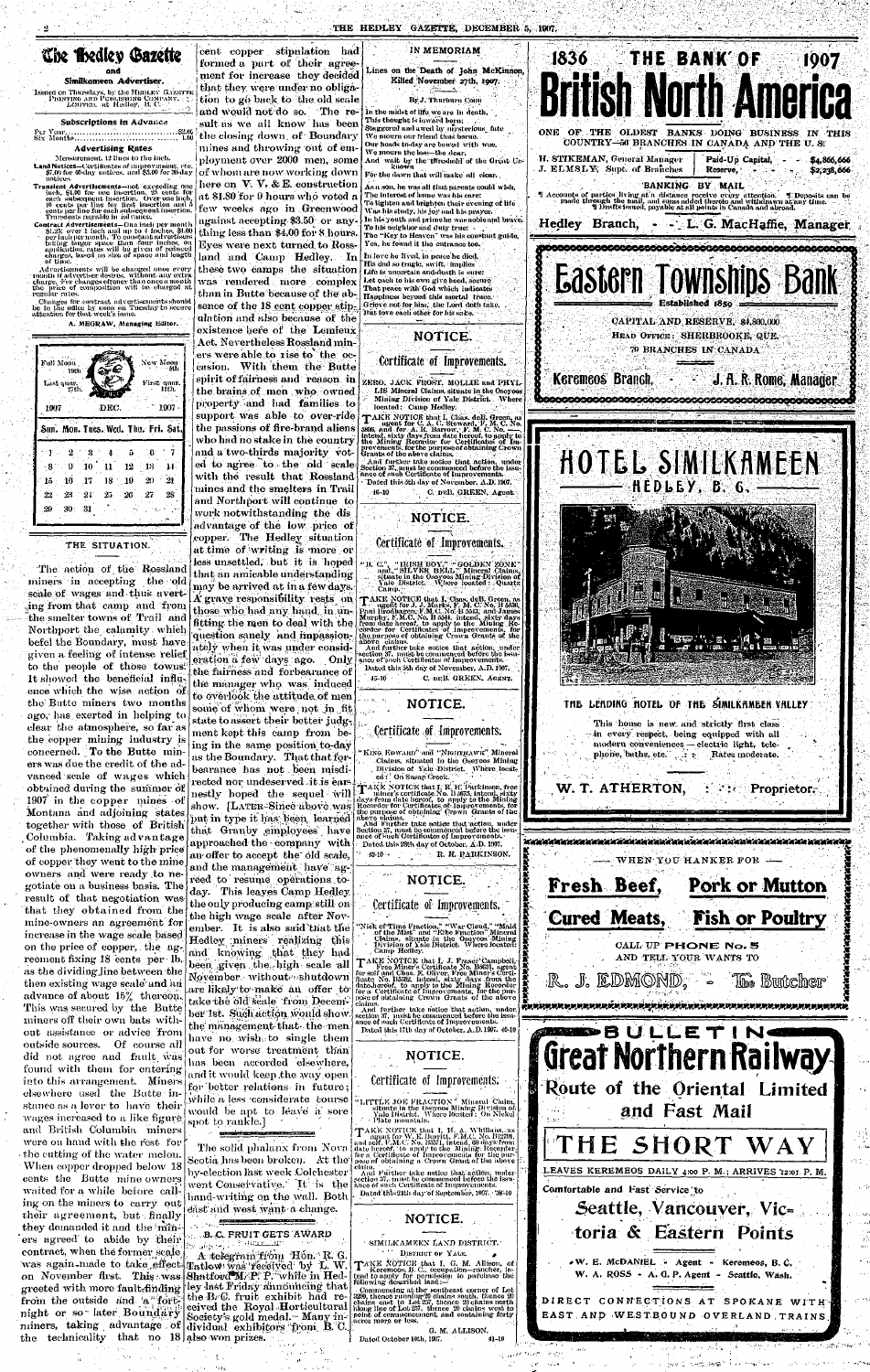# The Hedley Gazette

## and Similkameen Advertiser.

Issued on Thursdays, by the HEDLEY GAZETTE PRINTING AND PUBLISHING COMPANY, LIMITED, at Hedley, B. C.

### Subscriptions in Advance

Per Year ..... $2.00
Six Months ..... 1.00

### Advertising Rates

Measurement, 12 lines to the inch.

Land Notices—Certificates of improvement, etc. $7.00 for 60-day notices, and $5.00 for 30-day notices.

Transient Advertisements—not exceeding one inch, $1.00 for one insertion, 25 cents for each subsequent insertion. Over one inch, 10 cents per line for first insertion and 5 cents per line for each subsequent insertion. Transients payable in advance.

Contract Advertisements—One inch per month $1.25; over 1 inch and up to 4 inches, $1.00 per inch per month. To constant advertisers taking larger space than four inches, on application, rates will be given of reduced charges, based on size of space and length of time.

Advertisements will be changed once every month if advertiser desires, without any extra charge. For changes oftener than once a month the price of composition will be charged at regular rates.

Changes for contract advertisements should be in the office by noon on Tuesday to secure attention for that week's issue.

A. MEGRAW, Managing Editor.

Full Moon 19th. New Moon 5th. Last quar. 27th. First quar. 11th.

| 1907 | | | DEC. | | | 1907 |
|---|---|---|---|---|---|---|
| Sun. | Mon. | Tues. | Wed. | Thu. | Fri. | Sat. |
| 1 | 2 | 3 | 4 | 5 | 6 | 7 |
| 8 | 9 | 10 | 11 | 12 | 13 | 14 |
| 15 | 16 | 17 | 18 | 19 | 20 | 21 |
| 22 | 23 | 24 | 25 | 26 | 27 | 28 |
| 29 | 30 | 31 | | | | |

## THE SITUATION.

The action of the Rossland miners in accepting the old scale of wages and thus averting from that camp and from the smelter towns of Trail and Northport the calamity which befel the Boundary, must have given a feeling of intense relief to the people of those towns. It showed the beneficial influence which the wise action of the Butte miners two months ago, has exerted in helping to clear the atmosphere, so far as the copper mining industry is concerned. To the Butte miners was due the credit of the advanced scale of wages which obtained during the summer of 1907 in the copper mines of Montana and adjoining states together with those of British Columbia. Taking advantage of the phenomenally high price of copper they went to the mine owners and were ready to negotiate on a business basis. The result of that negotiation was that they obtained from the mine-owners an agreement for increase in the wage scale based on the price of copper, the agreement fixing 18 cents per lb. as the dividing line between the then existing wage scale and an advance of about 15% thereon. This was secured by the Butte miners off their own bats without assistance or advice from outside sources. Of course all did not agree and fault was found with them for entering into this arrangement. Miners elsewhere used the Butte instance as a lever to have their wages increased to a like figure and British Columbia miners were on hand with the rest for the cutting of the water melon. When copper dropped below 18 cents the Butte mine owners waited for a while before calling on the miners to carry out their agreement, but finally they demanded it and the miners agreed to abide by their contract, when the former scale was again made to take effect on November first. This was greeted with more fault-finding from the outside and a fortnight or so later Boundary miners, taking advantage of the technicality that no 18 cent copper stipulation had formed a part of their agreement for increase they decided that they were under no obligation to go back to the old scale and would not do so. The result as we all know has been the closing down of Boundary mines and throwing out of employment over 2000 men, some of whom are now working down here on V. V. & E. construction at $1.50 for 9 hours who voted a few weeks ago in Greenwood against accepting $3.50 or anything less than $4.00 for 8 hours. Eyes were next turned to Rossland and Camp Hedley. In these two camps the situation was rendered more complex than in Butte because of the absence of the 18 cent copper stipulation and also because of the existence here of the Lemieux Act. Nevertheless Rossland miners were able to rise to the occasion. With them the Butte spirit of fairness and reason in the brains of men who owned property and had families to support was able to over-ride the passions of fire-brand aliens who had no stake in the country and a two-thirds majority voted to agree to the old scale with the result that Rossland mines and the smelters in Trail and Northport will continue to work notwithstanding the disadvantage of the low price of copper. The Hedley situation at time of writing is more or less unsettled, but it is hoped that an amicable understanding may be arrived at in a few days. A grave responsibility rests on those who had any hand in unfitting the men to deal with the question sanely and impassionately when it was under consideration a few days ago. Only the fairness and forbearance of the manager who was induced to overlook the attitude of men some of whom were not in fit state to assert their better judgment kept this camp from being in the same position to-day as the Boundary. That that forbearance has not been misdirected nor undeserved it is earnestly hoped the sequel will show. [LATER—Since above was put in type it has been learned that Granby employees have approached the company with an offer to accept the old scale, and the management have agreed to resume operations today. This leaves Camp Hedley the only producing camp still on the high wage scale after November. It is also said that the Hedley miners realizing this and knowing that they had been given the high scale all November without shutdown are likely to make an offer to take the old scale from December 1st. Such action would show the management that the men have no wish to single them out for worse treatment than has been accorded elsewhere, and it would keep the way open for better relations in future; while a less considerate course would be apt to leave a sore spot to rankle.]

The solid phalanx from Nova Scotia has been broken. At the by-election last week Colchester went Conservative. It is the hand-writing on the wall. Both east and west want a change.

## B. C. FRUIT GETS AWARD

A telegram from Hon. R. G. Tatlow was received by L. W. Shatford, M. P. P. while in Hedley last Friday announcing that the B. C. fruit exhibit had received the Royal Horticultural Society's gold medal. Many individual exhibitors from B. C. also won prizes.

## IN MEMORIAM

Lines on the Death of John McKinnon, Killed November 27th, 1907.

By J. Thurburn Conn

In the midst of life we are in death,
This thought is inward born;
Staggered and awed by mysterious fate
We mourn our friend that's borne.
Our heads to-day are bowed with woe,
We mourn the loss—the dear,
And wait by the threshold of the Great Unknown
For the dawn that will make all clear.

As a son, he was all that parents could wish,
The interest of home was his care;
To lighten and brighten their evening of life
Was his study, his joy and his prayer.
In his youth and prime he was noble and brave,
To his neighbor and deep true
The "Key to Heaven" was his constant guide,
Yes, he found it the entrance too.

In love he lived, in peace he died,
His God so tragic, so rift, implies
Life is uncertain and death is sure;
Yet each to his own great head, source
That peace with God which indicates
Happiness beyond this mortal trace.
Grieve not for him, the Lord doth take,
But love each other for his sake.

## NOTICE.

### Certificate of Improvements.

ZERO, JACK FROST, MOLLIE and PHYLLIS Mineral Claims, situate in the Osoyoos Mining Division of Yale District. Where located: Camp Hedley.

TAKE NOTICE that I, Chas. deB. Green, as agent for C. A. C. Steward, F. M. C. No. 8900, and for A. H. Barnes, F. M. C. No. ———, intend, sixty days from date hereof, to apply to the Mining Recorder for Certificates of Improvements, for the purpose of obtaining Crown Grants of the above claims.

And further take notice that action, under Section 37, must be commenced before the issuance of such Certificates of Improvements.

Dated this 5th day of November, A.D. 1907.

46-10 C. deB. GREEN, Agent.

## NOTICE.

### Certificate of Improvements.

"B. C.," "IRISH BOY," "GOLDEN ZONE," and "SILVER BELL" Mineral Claims, situate in the Osoyoos Mining Division of Yale District. Where located: Camp ———

TAKE NOTICE that I, Chas. deB. Green, as agent for J. J. Marks, F. M. C. No. B 5636, Paul Hoffmarsen, F. M. C. No. B 5633, and James Murphy, F. M. C. No. B 5634, intend, sixty days from date hereof, to apply to the Mining Recorder for Certificates of Improvements, for the purpose of obtaining Crown Grants of the above claims.

And further take notice that action, under section 37, must be commenced before the issuance of such Certificates of Improvements.

Dated this 5th day of November, A.D. 1907.

45-10 C. deB. GREEN, Agent.

## NOTICE.

### Certificate of Improvements.

"KING EDWARD" and "NIGHTHAWK" Mineral Claims, situated in the Osoyoos Mining Division of Yale District. Where located: On Susap Creek.

TAKE NOTICE that I, R. H. Parkinson, free miner's certificate No. B 4878, intend, sixty days from date hereof, to apply to the Mining Recorder for Certificates of Improvements, for the purpose of obtaining Crown Grants of the above claims.

And further take notice that action, under Section 37, must be commenced before the issuance of such Certificates of Improvements.

Dated this 28th day of October, A.D. 1907.

43-10 R. H. PARKINSON.

## NOTICE.

### Certificate of Improvements.

"Nick of Time Fraction," "War Cloud," "Maid of the Mist" and "Elbe Fraction" Mineral Claims, situate in the Osoyoos Mining Division of Yale District. Where located: Camp Hedley.

TAKE NOTICE that I, J. Fraser Campbell, Free Miner's Certificate No. B6031, agent for self and Chas. E. Oliver, Free Miner's Certificate No. B5592, intend, sixty days from the date hereof, to apply to the Mining Recorder for a Certificate of Improvements, for the purpose of obtaining Crown Grants of the above claims.

And further take notice that action, under section 37, must be commenced before the issuance of such Certificate of Improvements.

Dated this 17th day of October, A.D. 1907. 40-10

## NOTICE.

### Certificate of Improvements.

"LITTLE JOE FRACTION" Mineral Claim, situate in the Osoyoos Mining Division of Yale District. Where located: On Nickel Plate mountain.

TAKE NOTICE that I, H. A. Whillans, as agent for W. E. Burritt, F. M. C. No. B12761, and self, F. M. C. No. B5571, intend, 60 days from date hereof, to apply to the Mining Recorder for a Certificate of Improvements for the purpose of obtaining a Crown Grant of the above claim.

And further take notice that action, under section 37, must be commenced before the issuance of such Certificate of Improvements.

Dated this 28th day of September, 1907. 38-10

## NOTICE.

SIMILKAMEEN LAND DISTRICT.
DISTRICT OF YALE.

TAKE NOTICE that I, G. M. Allison, of Keremeos, B. C., occupation—rancher, intend to apply for permission to purchase the following described land:—

Commencing at the southeast corner of Lot 2299, thence running 20 chains north, thence 20 chains east to Lot 237, thence 20 chains south along line of Lot 237, thence 20 chains west to point of commencement, and containing forty acres more or less.

G. M. ALLISON.

Dated October 10th, 1907. 41-10

---

# 1836 THE BANK OF 1907
# British North America

ONE OF THE OLDEST BANKS DOING BUSINESS IN THIS COUNTRY—50 BRANCHES IN CANADA AND THE U. S.

H. STIKEMAN, General Manager — Paid-Up Capital, $4,866,666
J. ELMSLY, Supt. of Branches — Reserve, $2,238,666

### BANKING BY MAIL

Accounts of parties living at a distance receive every attention. Deposits can be made through the mail, and same added thereto and withdrawn at any time. Drafts issued, payable at all points in Canada and abroad.

Hedley Branch, — L. G. MacHaffie, Manager

---

# Eastern Townships Bank

Established 1859

CAPITAL AND RESERVE, $4,800,000
HEAD OFFICE: SHERBROOKE, QUE.
70 BRANCHES IN CANADA

Keremeos Branch, — J. A. R. Rome, Manager

---

# HOTEL SIMILKAMEEN
## HEDLEY, B. C.

THE LEADING HOTEL OF THE SIMILKAMEEN VALLEY

This house is new and strictly first class in every respect, being equipped with all modern conveniences — electric light, telephone, baths, etc. Rates moderate.

W. T. ATHERTON, Proprietor.

---

WHEN YOU HANKER FOR

## Fresh Beef, Pork or Mutton
## Cured Meats, Fish or Poultry

CALL UP PHONE No. 5
AND TELL YOUR WANTS TO

R. J. EDMOND, The Butcher

---

# BULLETIN
# Great Northern Railway

## Route of the Oriental Limited and Fast Mail

# THE SHORT WAY

LEAVES KEREMEOS DAILY 4:00 P. M.; ARRIVES 12:01 P. M.

Comfortable and Fast Service to

## Seattle, Vancouver, Victoria & Eastern Points

W. E. McDANIEL - Agent - Keremeos, B. C.
W. A. ROSS - A. G. P. Agent - Seattle, Wash.

DIRECT CONNECTIONS AT SPOKANE WITH EAST AND WEST BOUND OVERLAND TRAINS.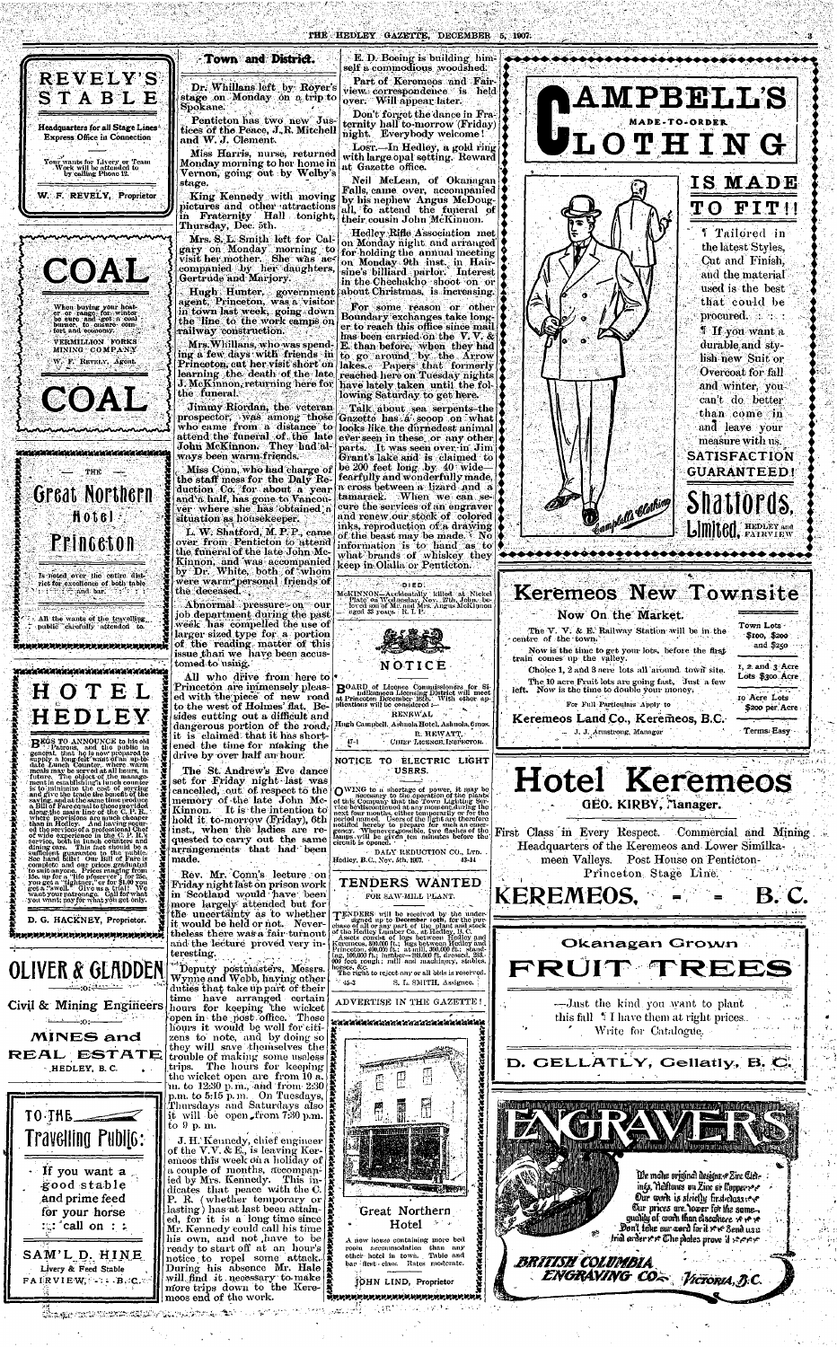## REVELY'S STABLE

**Headquarters for all Stage Lines Express Office in Connection**

Your wants for Livery or Team Work will be attended to by calling Phone 12.

W. F. REVELY, Proprietor

## COAL

When buying your heater or or range for winter be sure and get a coal burner, to ensure comfort and economy.

VERMILLION FORKS MINING COMPANY

W. F. REVELY, Agent.

## COAL

---

THE

## Great Northern Hotel Princeton

Is noted over the entire district for excellence of both table ... and bar.

All the wants of the travelling public carefully attended to.

---

## HOTEL HEDLEY

BEGS TO ANNOUNCE to his old Patrons, and the public in general, that he is now prepared to supply a long-felt want of an up-to-date Lunch Counter, where warm meals may be served at all hours, in future. The object of the management in establishing a lunch counter is to minimize the cost of serving and give the trade the benefit of the saving, and at the same time provide a Bill of Fare equal to those provided along the main line of the C. P. R., where provisions are much cheaper than in Hedley. And having secured the services of a professional Chef of wide experience in the C. P. R.'s service, both in lunch counters and dining cars. This fact should be a sufficient guarantee to the public. See hand Bills! Our Bill of Fare is complete and our price graduated to suit anyone. Prices ranging from 15c. up for a "life preserver," for 25c. you get a "lightner," or for $1.00 you get a "swell." Give us a trial! We want your patronage. Call for what you want; pay for what you get only.

D. G. HACKNEY, Proprietor.

---

## OLIVER & GLADDEN

Civil & Mining Engineers

MINES and REAL ESTATE

HEDLEY, B. C.

---

## TO THE Travelling Public:

If you want a good stable and prime feed for your horse call on :

SAM'L D. HINE

Livery & Feed Stable

FAIRVIEW, B. C.

---

## Town and District.

Dr. Whillans left by Royer's stage on Monday on a trip to Spokane.

Penticton has two new Justices of the Peace, J. R. Mitchell and W. J. Clement.

Miss Harris, nurse, returned Monday morning to her home in Vernon, going out by Welby's stage.

King Kennedy with moving pictures and other attractions in Fraternity Hall tonight, Thursday, Dec. 5th.

Mrs. S. L. Smith left for Calgary on Monday morning to visit her mother. She was accompanied by her daughters, Gertrude and Marjory.

Hugh Hunter, government agent, Princeton, was a visitor in town last week, going down the line to the work camps on railway construction.

Mrs. Whillans, who was spending a few days with friends in Princeton, cut her visit short on learning the death of the late J. McKinnon, returning here for the funeral.

Jimmy Riordan, the veteran prospector, was among those who came from a distance to attend the funeral of the late John McKinnon. They had always been warm friends.

Miss Conn, who had charge of the staff mess for the Daly Reduction Co. for about a year and a half, has gone to Vancouver where she has obtained a situation as housekeeper.

L. W. Shatford, M. P. P., came over from Penticton to attend the funeral of the late John McKinnon, and was accompanied by Dr. White, both of whom were warm personal friends of the deceased.

Abnormal pressure on our job department during the past week has compelled the use of larger sized type for a portion of the reading matter of this issue than we have been accustomed to using.

All who drive from here to Princeton are immensely pleased with the piece of new road to the west of Holmes' flat. Besides cutting out a difficult and dangerous portion of the road, it is claimed that it has shortened the time for making the drive by over half an hour.

The St. Andrew's Eve dance set for Friday night last was cancelled, out of respect to the memory of the late John McKinnon. It is the intention to hold it to-morrow (Friday), 6th inst., when the ladies are requested to carry out the same arrangements that had been made.

Rev. Mr. Conn's lecture on Friday night last on prison work in Scotland would have been more largely attended but for the uncertainty as to whether it would be held or not. Nevertheless there was a fair turnout and the lecture proved very interesting.

Deputy postmasters, Messrs. Wynne and Webb, having other duties that take up part of their time have arranged certain hours for keeping the wicket open in the post office. These hours it would be well for citizens to note, and by doing so they will save themselves the trouble of making some useless trips. The hours for keeping the wicket open are from 10 a. m. to 12:30 p. m., and from 2:30 p.m. to 5:15 p. m. On Tuesdays, Thursdays and Saturdays also it will be open from 7:30 p.m. to 9 p. m.

J. H. Kennedy, chief engineer of the V. V. & E., is leaving Keremeos this week on a holiday of a couple of months, accompanied by Mrs. Kennedy. This indicates that peace with the C. P. R. (whether temporary or lasting) has at last been attained, for it is a long time since Mr. Kennedy could call his time his own, and not have to be ready to start off at an hour's notice to repel some attack. During his absence Mr. Hale will find it necessary to make more trips down to the Keremeos end of the work.

E. D. Boeing is building himself a commodious woodshed.

Part of Keremeos and Fairview correspondence is held over. Will appear later.

Don't forget the dance in Fraternity hall to-morrow (Friday) night. Everybody welcome!

LOST.—In Hedley, a gold ring with large opal setting. Reward at Gazette office.

Neil McLean, of Okanagan Falls, came over, accompanied by his nephew Angus McDougall, to attend the funeral of their cousin John McKinnon.

Hedley Rifle Association met on Monday night and arranged for holding the annual meeting on Monday 9th inst., in Hainsine's billiard parlor. Interest in the Chechakho shoot on or about Christmas, is increasing.

For some reason or other Boundary exchanges take longer to reach this office since mail has been carried on the V. V. & E. than before, when they had to go around by the Arrow lakes. Papers that formerly reached here on Tuesday nights have lately taken until the following Saturday to get here.

Talk about sea serpents—the Gazette has a scoop on what looks like the durnedest animal ever seen in these, or any other parts. It was seen over in Jim Grant's lake and is claimed to be 200 feet long by 40 wide—fearfully and wonderfully made, a cross between a lizard and a tamarack. When we can secure the services of an engraver and renew our stock of colored inks, reproduction of a drawing of the beast may be made. No information is to hand as to what brands of whiskey they keep in Olalla or Penticton.

### DIED.

McKINNON—Accidentally killed at Nickel Plate on Wednesday, Nov. 27th, John, beloved son of Mr. and Mrs. Angus McKinnon aged 33 years. R. I. P.

---

### NOTICE

BOARD of License Commissioners for Similkameen Licensing District will meet at Princeton December 16th. With other applications will be considered:—

RENEWAL

Hugh Campbell, Ashnola Hotel, Ashnola, 6 mos.

R. HEWATT,
Chief License Inspector.

47-1

---

### NOTICE TO ELECTRIC LIGHT USERS.

OWING to a shortage of power, it may be necessary to the operation of the plants of this Company that the Town Lighting Service be discontinued at any moment during the next four months, either temporarily or for the period named. Users of the light are therefore notified hereby to prepare for such an emergency. Whenever possible, five flashes of the lamps will be given ten minutes before the circuit is opened.

DALY REDUCTION CO., LTD.

Hedley, B.C., Nov. 5th, 1907. 43-44

---

### TENDERS WANTED

FOR SAW-MILL PLANT.

TENDERS will be received by the undersigned up to December 10th, for the purchase of all or any part of the plant and stock of the Hedley Lumber Co., at Hedley, B. C.

Assets consist of logs between Hedley and Keremeos, 300,000 ft.; logs between Hedley and Princeton, 400,000 ft.; at mill, 200,000 ft.; standing, 100,000 ft.; lumber, 38,000 ft. dressed, 250,000 rough; mill and machinery, stables, horses, &c.

The right to reject any or all bids is reserved.

45-3 S. L. SMITH, Assignee.

---

ADVERTISE IN THE GAZETTE!

---

### Great Northern Hotel

A new house containing more bed room accommodation than any other hotel in town. Table and bar first-class. Rates moderate.

JOHN LIND, Proprietor

---

## CAMPBELL'S MADE-TO-ORDER CLOTHING IS MADE TO FIT!!

¶ Tailored in the latest Styles, Cut and Finish, and the material used is the best that could be procured.

¶ If you want a durable and stylish new Suit or Overcoat for fall and winter, you can't do better than come in and leave your measure with us.

**SATISFACTION GUARANTEED!**

## Shatfords, Limited. HEDLEY and FAIRVIEW

---

## Keremeos New Townsite

### Now On the Market.

The V. V. & E. Railway Station will be in the centre of the town.

Now is the time to get your lots, before the first train comes up the valley.

Choice 1, 2 and 3 acre lots all around town site.

The 10 acre Fruit lots are going fast. Just a few left. Now is the time to double your money.

For Full Particulars Apply to

Keremeos Land Co., Keremeos, B.C.

J. J. Armstrong, Manager

Town Lots $100, $200 and $250

1, 2 and 3 Acre Lots $300 Acre

10 Acre Lots $200 per Acre

Terms Easy

---

## Hotel Keremeos

GEO. KIRBY, Manager.

First Class in Every Respect. Commercial and Mining Headquarters of the Keremeos and Lower Similkameen Valleys. Post House on Princeton Stage Line.

## KEREMEOS, - - - B. C.

---

## Okanagan Grown FRUIT TREES

—Just the kind you want to plant this fall ¶ I have them at right prices. Write for Catalogue.

D. GELLATLY, Gellatly, B. C.

---

## ENGRAVERS

We make original designs ✶ Zinc Etchings, Halftones on Zinc or Copper ✶ Our work is strictly first-class ✶ Our prices are lower for the same quality of work than elsewhere ✶ Don't take our word for it ✶ Send us a trial order ✶ The plates prove it

BRITISH COLUMBIA ENGRAVING CO. VICTORIA, B.C.